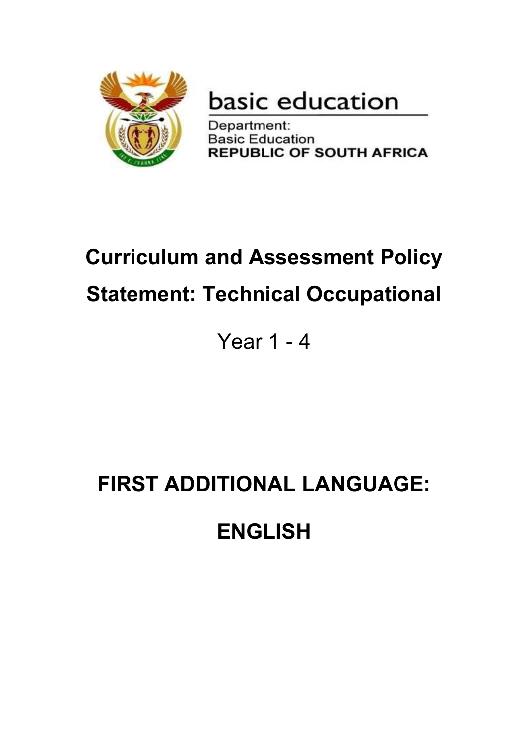basic education

Department:
Basic Education
**REPUBLIC OF SOUTH AFRICA**

# Curriculum and Assessment Policy Statement: Technical Occupational

Year 1 - 4

# FIRST ADDITIONAL LANGUAGE: ENGLISH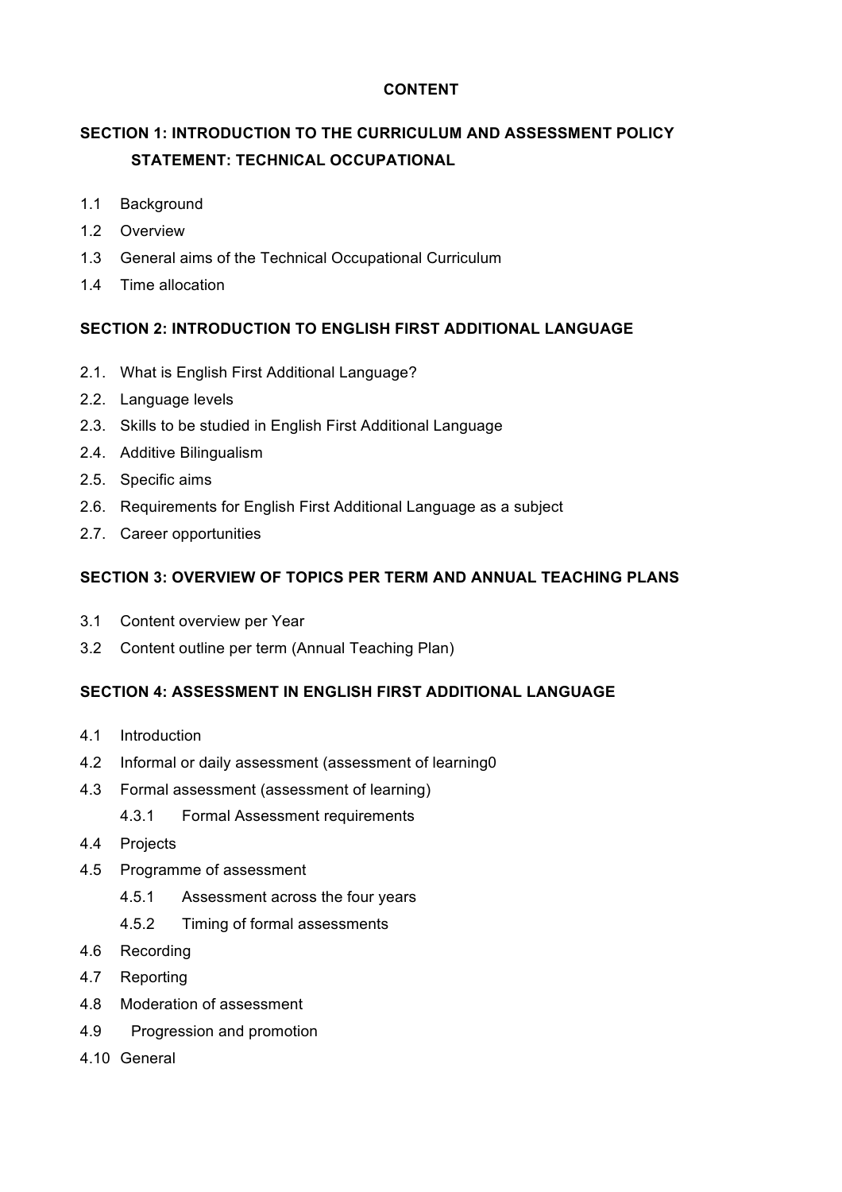# CONTENT

## SECTION 1: INTRODUCTION TO THE CURRICULUM AND ASSESSMENT POLICY STATEMENT: TECHNICAL OCCUPATIONAL

1.1 Background

1.2 Overview

1.3 General aims of the Technical Occupational Curriculum

1.4 Time allocation

## SECTION 2: INTRODUCTION TO ENGLISH FIRST ADDITIONAL LANGUAGE

2.1. What is English First Additional Language?

2.2. Language levels

2.3. Skills to be studied in English First Additional Language

2.4. Additive Bilingualism

2.5. Specific aims

2.6. Requirements for English First Additional Language as a subject

2.7. Career opportunities

## SECTION 3: OVERVIEW OF TOPICS PER TERM AND ANNUAL TEACHING PLANS

3.1 Content overview per Year

3.2 Content outline per term (Annual Teaching Plan)

## SECTION 4: ASSESSMENT IN ENGLISH FIRST ADDITIONAL LANGUAGE

4.1 Introduction

4.2 Informal or daily assessment (assessment of learning0

4.3 Formal assessment (assessment of learning)

  4.3.1 Formal Assessment requirements

4.4 Projects

4.5 Programme of assessment

  4.5.1 Assessment across the four years

  4.5.2 Timing of formal assessments

4.6 Recording

4.7 Reporting

4.8 Moderation of assessment

4.9 Progression and promotion

4.10 General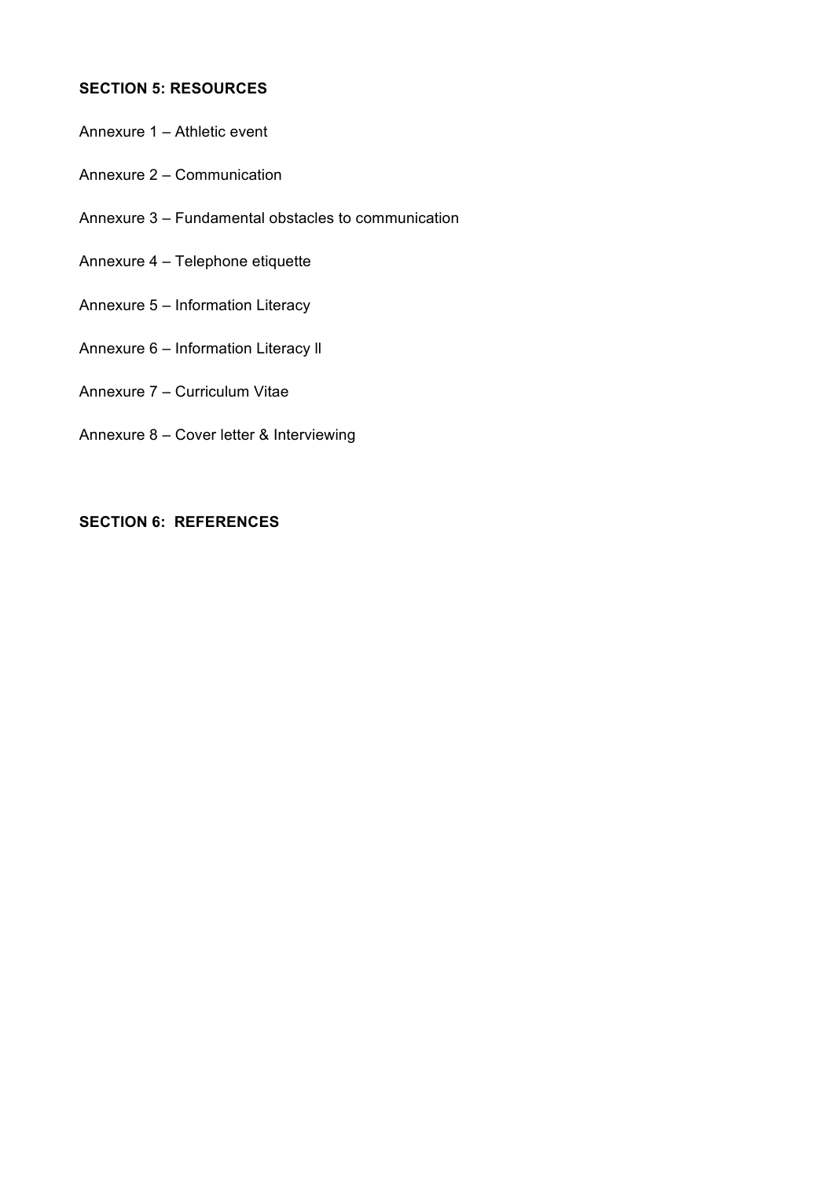**SECTION 5: RESOURCES**

Annexure 1 – Athletic event

Annexure 2 – Communication

Annexure 3 – Fundamental obstacles to communication

Annexure 4 – Telephone etiquette

Annexure 5 – Information Literacy

Annexure 6 – Information Literacy ll

Annexure 7 – Curriculum Vitae

Annexure 8 – Cover letter & Interviewing

**SECTION 6: REFERENCES**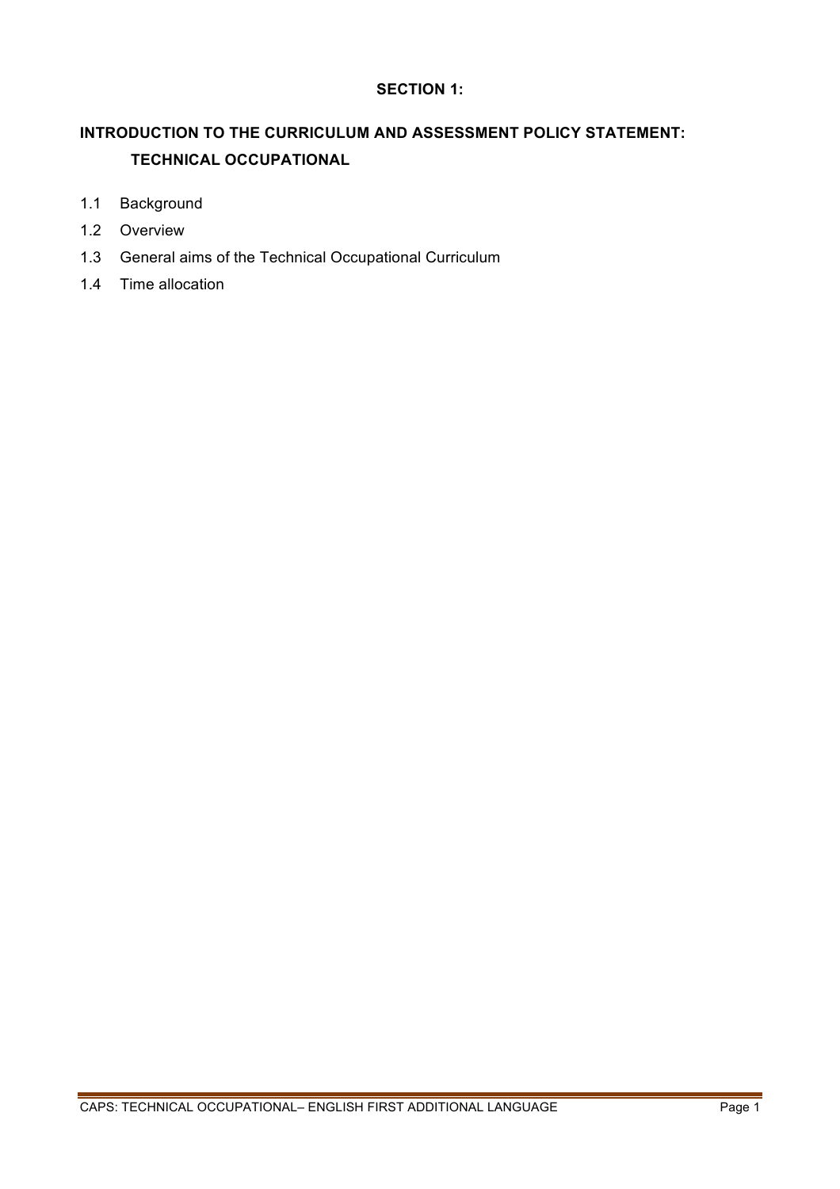## SECTION 1:

## INTRODUCTION TO THE CURRICULUM AND ASSESSMENT POLICY STATEMENT: TECHNICAL OCCUPATIONAL

1.1 Background

1.2 Overview

1.3 General aims of the Technical Occupational Curriculum

1.4 Time allocation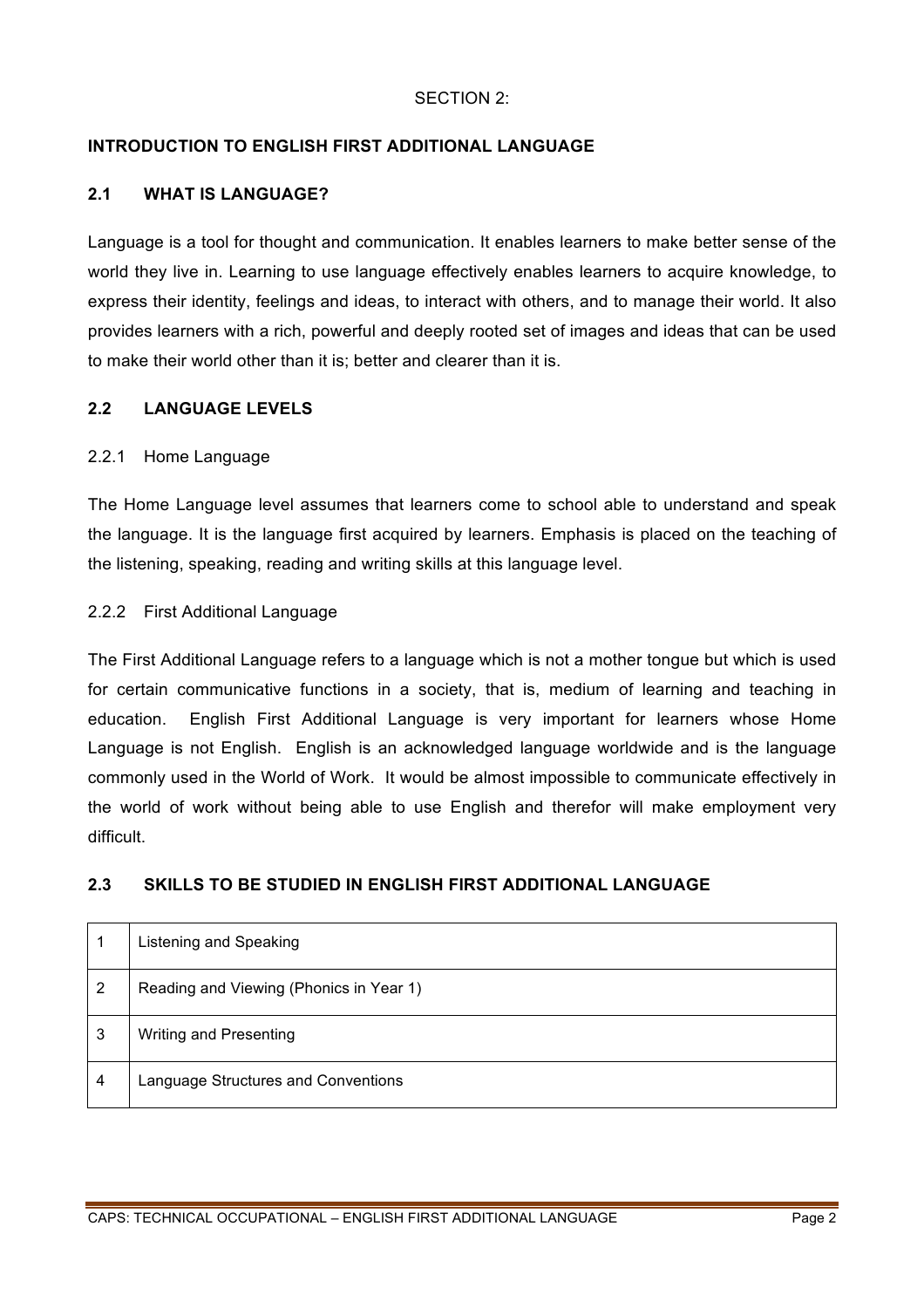SECTION 2:

## INTRODUCTION TO ENGLISH FIRST ADDITIONAL LANGUAGE

### 2.1 WHAT IS LANGUAGE?

Language is a tool for thought and communication. It enables learners to make better sense of the world they live in. Learning to use language effectively enables learners to acquire knowledge, to express their identity, feelings and ideas, to interact with others, and to manage their world. It also provides learners with a rich, powerful and deeply rooted set of images and ideas that can be used to make their world other than it is; better and clearer than it is.

### 2.2 LANGUAGE LEVELS

#### 2.2.1 Home Language

The Home Language level assumes that learners come to school able to understand and speak the language. It is the language first acquired by learners. Emphasis is placed on the teaching of the listening, speaking, reading and writing skills at this language level.

#### 2.2.2 First Additional Language

The First Additional Language refers to a language which is not a mother tongue but which is used for certain communicative functions in a society, that is, medium of learning and teaching in education. English First Additional Language is very important for learners whose Home Language is not English. English is an acknowledged language worldwide and is the language commonly used in the World of Work. It would be almost impossible to communicate effectively in the world of work without being able to use English and therefor will make employment very difficult.

### 2.3 SKILLS TO BE STUDIED IN ENGLISH FIRST ADDITIONAL LANGUAGE

| | |
|---|---|
| 1 | Listening and Speaking |
| 2 | Reading and Viewing (Phonics in Year 1) |
| 3 | Writing and Presenting |
| 4 | Language Structures and Conventions |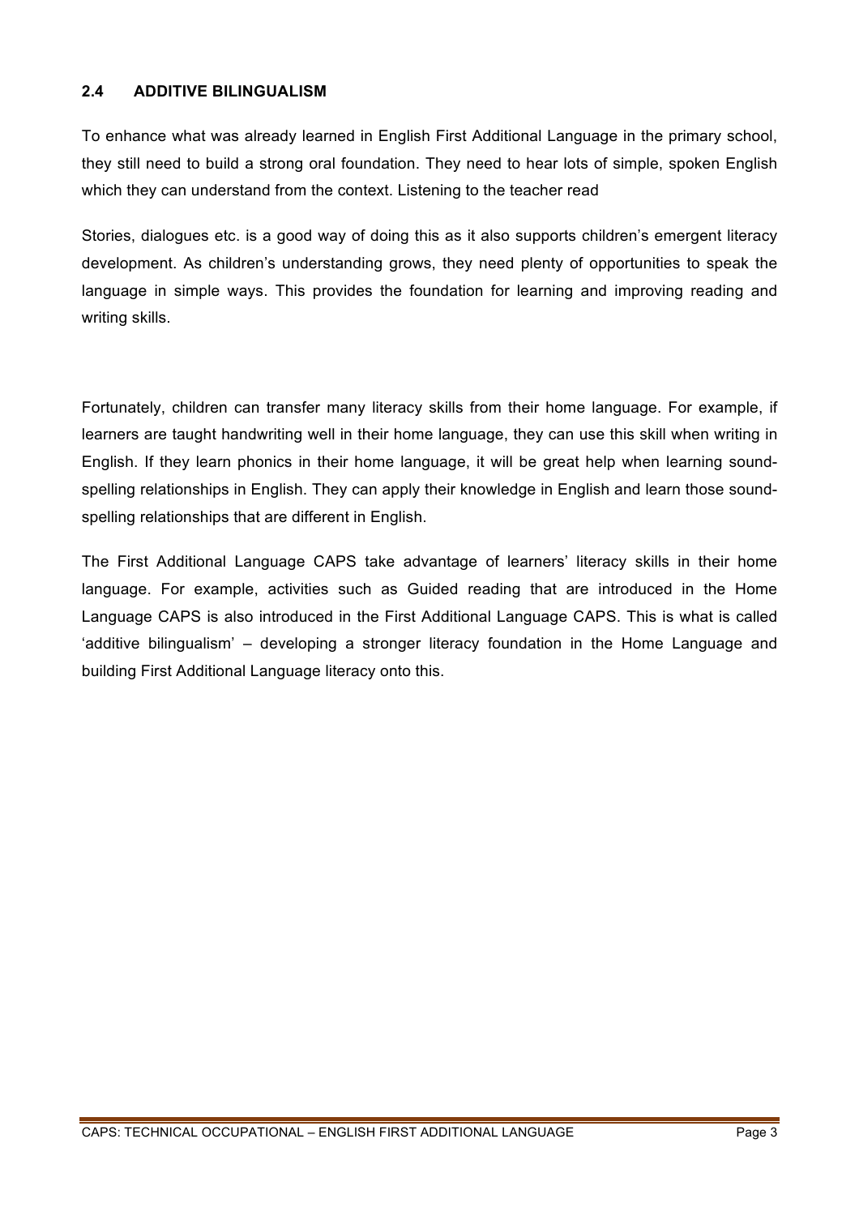## 2.4 ADDITIVE BILINGUALISM

To enhance what was already learned in English First Additional Language in the primary school, they still need to build a strong oral foundation. They need to hear lots of simple, spoken English which they can understand from the context. Listening to the teacher read

Stories, dialogues etc. is a good way of doing this as it also supports children's emergent literacy development. As children's understanding grows, they need plenty of opportunities to speak the language in simple ways. This provides the foundation for learning and improving reading and writing skills.

Fortunately, children can transfer many literacy skills from their home language. For example, if learners are taught handwriting well in their home language, they can use this skill when writing in English. If they learn phonics in their home language, it will be great help when learning sound-spelling relationships in English. They can apply their knowledge in English and learn those sound-spelling relationships that are different in English.

The First Additional Language CAPS take advantage of learners' literacy skills in their home language. For example, activities such as Guided reading that are introduced in the Home Language CAPS is also introduced in the First Additional Language CAPS. This is what is called 'additive bilingualism' – developing a stronger literacy foundation in the Home Language and building First Additional Language literacy onto this.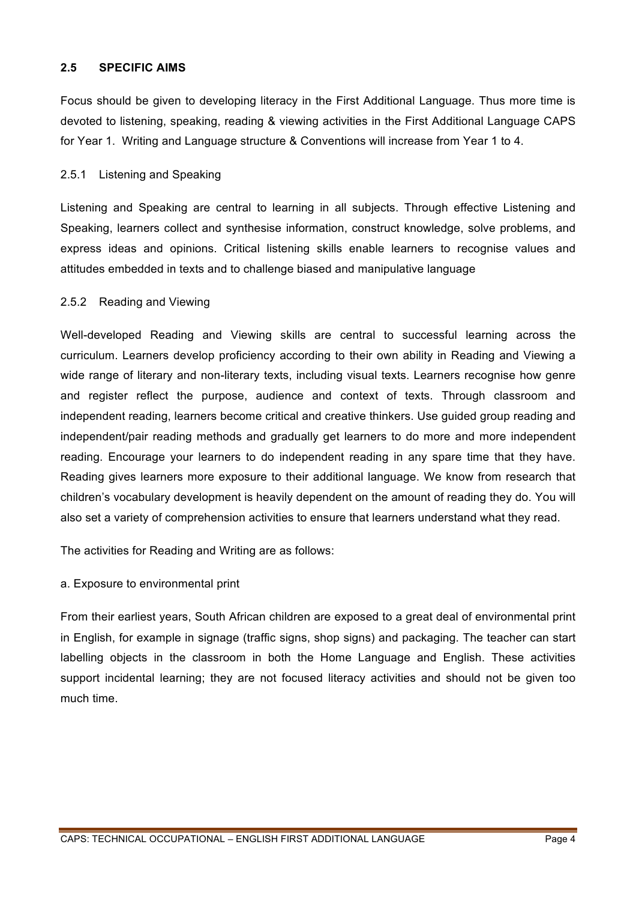## 2.5 SPECIFIC AIMS

Focus should be given to developing literacy in the First Additional Language. Thus more time is devoted to listening, speaking, reading & viewing activities in the First Additional Language CAPS for Year 1. Writing and Language structure & Conventions will increase from Year 1 to 4.

### 2.5.1 Listening and Speaking

Listening and Speaking are central to learning in all subjects. Through effective Listening and Speaking, learners collect and synthesise information, construct knowledge, solve problems, and express ideas and opinions. Critical listening skills enable learners to recognise values and attitudes embedded in texts and to challenge biased and manipulative language

### 2.5.2 Reading and Viewing

Well-developed Reading and Viewing skills are central to successful learning across the curriculum. Learners develop proficiency according to their own ability in Reading and Viewing a wide range of literary and non-literary texts, including visual texts. Learners recognise how genre and register reflect the purpose, audience and context of texts. Through classroom and independent reading, learners become critical and creative thinkers. Use guided group reading and independent/pair reading methods and gradually get learners to do more and more independent reading. Encourage your learners to do independent reading in any spare time that they have. Reading gives learners more exposure to their additional language. We know from research that children's vocabulary development is heavily dependent on the amount of reading they do. You will also set a variety of comprehension activities to ensure that learners understand what they read.

The activities for Reading and Writing are as follows:

a. Exposure to environmental print

From their earliest years, South African children are exposed to a great deal of environmental print in English, for example in signage (traffic signs, shop signs) and packaging. The teacher can start labelling objects in the classroom in both the Home Language and English. These activities support incidental learning; they are not focused literacy activities and should not be given too much time.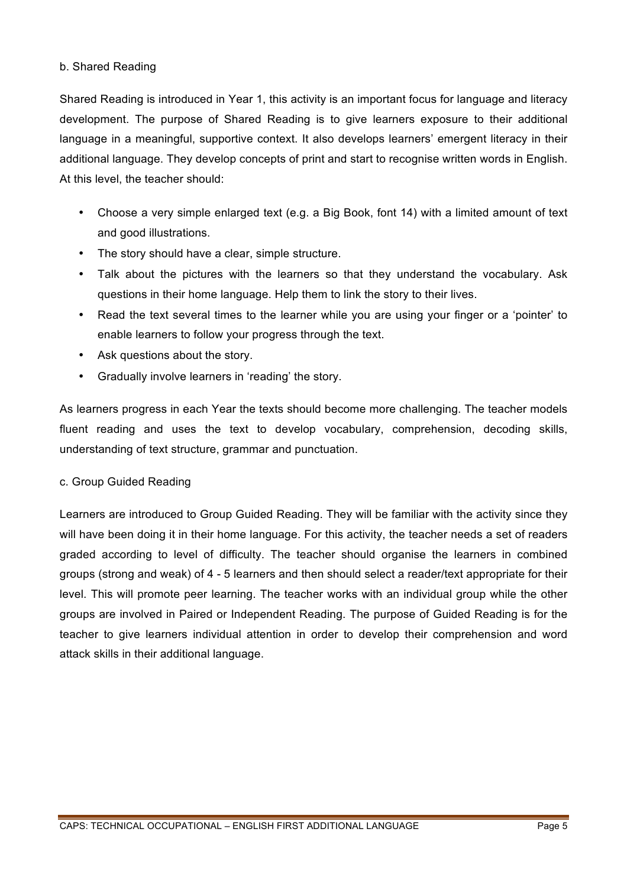b. Shared Reading

Shared Reading is introduced in Year 1, this activity is an important focus for language and literacy development. The purpose of Shared Reading is to give learners exposure to their additional language in a meaningful, supportive context. It also develops learners' emergent literacy in their additional language. They develop concepts of print and start to recognise written words in English. At this level, the teacher should:

- Choose a very simple enlarged text (e.g. a Big Book, font 14) with a limited amount of text and good illustrations.
- The story should have a clear, simple structure.
- Talk about the pictures with the learners so that they understand the vocabulary. Ask questions in their home language. Help them to link the story to their lives.
- Read the text several times to the learner while you are using your finger or a 'pointer' to enable learners to follow your progress through the text.
- Ask questions about the story.
- Gradually involve learners in 'reading' the story.

As learners progress in each Year the texts should become more challenging. The teacher models fluent reading and uses the text to develop vocabulary, comprehension, decoding skills, understanding of text structure, grammar and punctuation.

c. Group Guided Reading

Learners are introduced to Group Guided Reading. They will be familiar with the activity since they will have been doing it in their home language. For this activity, the teacher needs a set of readers graded according to level of difficulty. The teacher should organise the learners in combined groups (strong and weak) of 4 - 5 learners and then should select a reader/text appropriate for their level. This will promote peer learning. The teacher works with an individual group while the other groups are involved in Paired or Independent Reading. The purpose of Guided Reading is for the teacher to give learners individual attention in order to develop their comprehension and word attack skills in their additional language.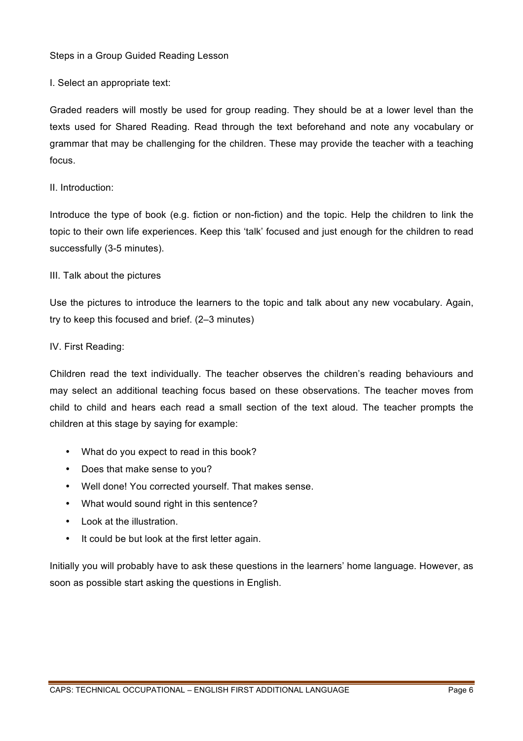Steps in a Group Guided Reading Lesson

I. Select an appropriate text:

Graded readers will mostly be used for group reading. They should be at a lower level than the texts used for Shared Reading. Read through the text beforehand and note any vocabulary or grammar that may be challenging for the children. These may provide the teacher with a teaching focus.

II. Introduction:

Introduce the type of book (e.g. fiction or non-fiction) and the topic. Help the children to link the topic to their own life experiences. Keep this 'talk' focused and just enough for the children to read successfully (3-5 minutes).

III. Talk about the pictures

Use the pictures to introduce the learners to the topic and talk about any new vocabulary. Again, try to keep this focused and brief. (2–3 minutes)

IV. First Reading:

Children read the text individually. The teacher observes the children's reading behaviours and may select an additional teaching focus based on these observations. The teacher moves from child to child and hears each read a small section of the text aloud. The teacher prompts the children at this stage by saying for example:

- What do you expect to read in this book?
- Does that make sense to you?
- Well done! You corrected yourself. That makes sense.
- What would sound right in this sentence?
- Look at the illustration.
- It could be but look at the first letter again.

Initially you will probably have to ask these questions in the learners' home language. However, as soon as possible start asking the questions in English.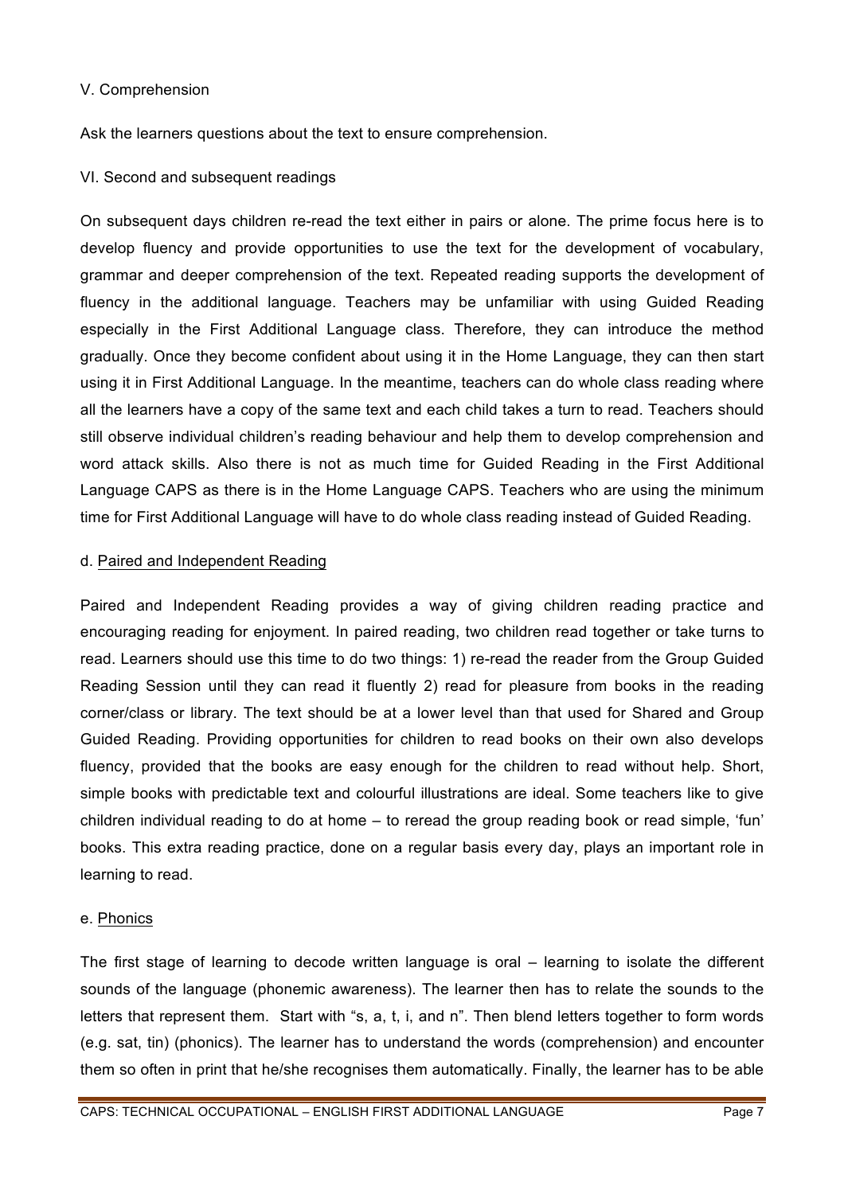V. Comprehension

Ask the learners questions about the text to ensure comprehension.

VI. Second and subsequent readings

On subsequent days children re-read the text either in pairs or alone. The prime focus here is to develop fluency and provide opportunities to use the text for the development of vocabulary, grammar and deeper comprehension of the text. Repeated reading supports the development of fluency in the additional language. Teachers may be unfamiliar with using Guided Reading especially in the First Additional Language class. Therefore, they can introduce the method gradually. Once they become confident about using it in the Home Language, they can then start using it in First Additional Language. In the meantime, teachers can do whole class reading where all the learners have a copy of the same text and each child takes a turn to read. Teachers should still observe individual children's reading behaviour and help them to develop comprehension and word attack skills. Also there is not as much time for Guided Reading in the First Additional Language CAPS as there is in the Home Language CAPS. Teachers who are using the minimum time for First Additional Language will have to do whole class reading instead of Guided Reading.

d. Paired and Independent Reading

Paired and Independent Reading provides a way of giving children reading practice and encouraging reading for enjoyment. In paired reading, two children read together or take turns to read. Learners should use this time to do two things: 1) re-read the reader from the Group Guided Reading Session until they can read it fluently 2) read for pleasure from books in the reading corner/class or library. The text should be at a lower level than that used for Shared and Group Guided Reading. Providing opportunities for children to read books on their own also develops fluency, provided that the books are easy enough for the children to read without help. Short, simple books with predictable text and colourful illustrations are ideal. Some teachers like to give children individual reading to do at home – to reread the group reading book or read simple, 'fun' books. This extra reading practice, done on a regular basis every day, plays an important role in learning to read.

e. Phonics

The first stage of learning to decode written language is oral – learning to isolate the different sounds of the language (phonemic awareness). The learner then has to relate the sounds to the letters that represent them. Start with "s, a, t, i, and n". Then blend letters together to form words (e.g. sat, tin) (phonics). The learner has to understand the words (comprehension) and encounter them so often in print that he/she recognises them automatically. Finally, the learner has to be able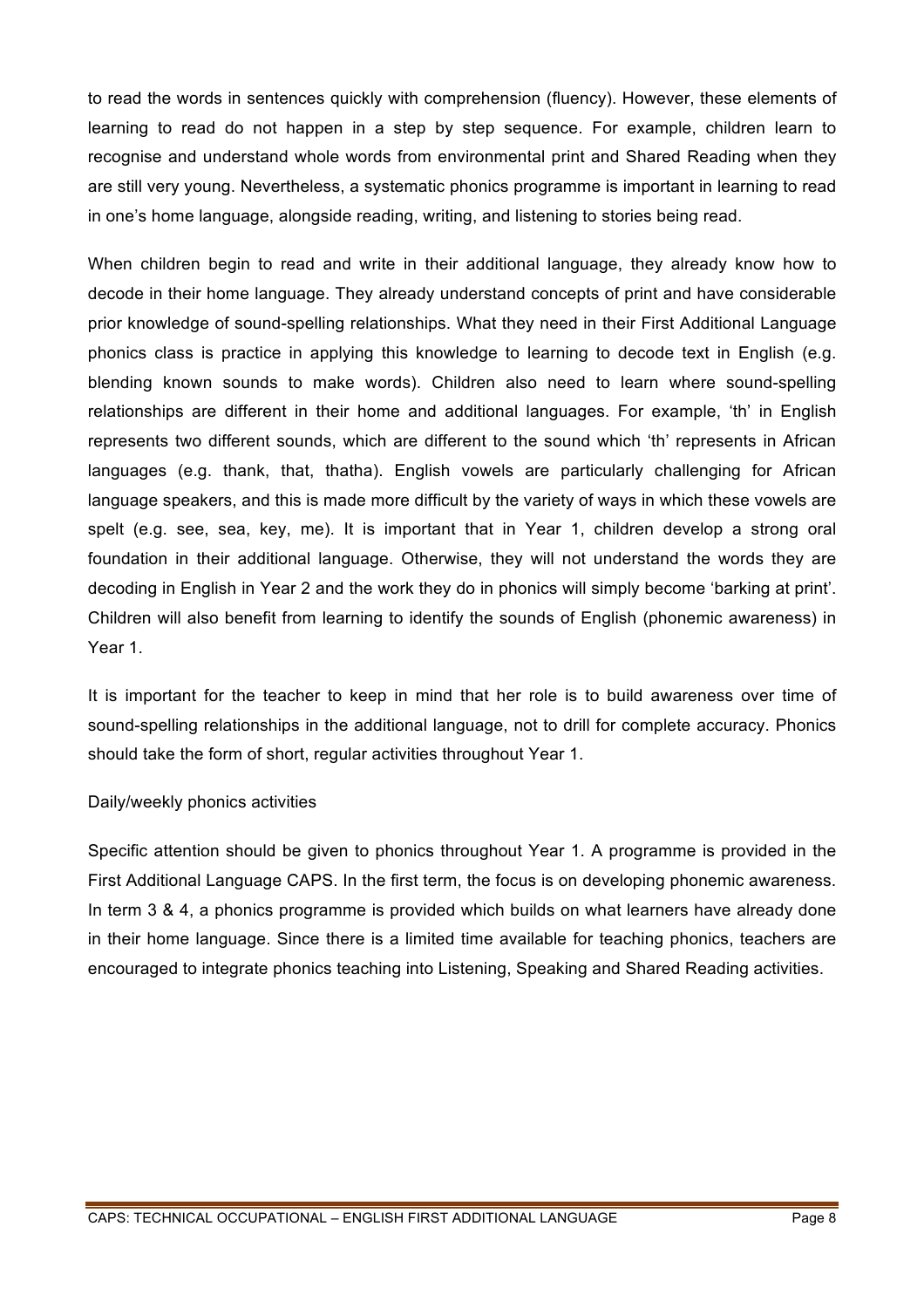to read the words in sentences quickly with comprehension (fluency). However, these elements of learning to read do not happen in a step by step sequence. For example, children learn to recognise and understand whole words from environmental print and Shared Reading when they are still very young. Nevertheless, a systematic phonics programme is important in learning to read in one's home language, alongside reading, writing, and listening to stories being read.

When children begin to read and write in their additional language, they already know how to decode in their home language. They already understand concepts of print and have considerable prior knowledge of sound-spelling relationships. What they need in their First Additional Language phonics class is practice in applying this knowledge to learning to decode text in English (e.g. blending known sounds to make words). Children also need to learn where sound-spelling relationships are different in their home and additional languages. For example, 'th' in English represents two different sounds, which are different to the sound which 'th' represents in African languages (e.g. thank, that, thatha). English vowels are particularly challenging for African language speakers, and this is made more difficult by the variety of ways in which these vowels are spelt (e.g. see, sea, key, me). It is important that in Year 1, children develop a strong oral foundation in their additional language. Otherwise, they will not understand the words they are decoding in English in Year 2 and the work they do in phonics will simply become 'barking at print'. Children will also benefit from learning to identify the sounds of English (phonemic awareness) in Year 1.

It is important for the teacher to keep in mind that her role is to build awareness over time of sound-spelling relationships in the additional language, not to drill for complete accuracy. Phonics should take the form of short, regular activities throughout Year 1.

Daily/weekly phonics activities

Specific attention should be given to phonics throughout Year 1. A programme is provided in the First Additional Language CAPS. In the first term, the focus is on developing phonemic awareness. In term 3 & 4, a phonics programme is provided which builds on what learners have already done in their home language. Since there is a limited time available for teaching phonics, teachers are encouraged to integrate phonics teaching into Listening, Speaking and Shared Reading activities.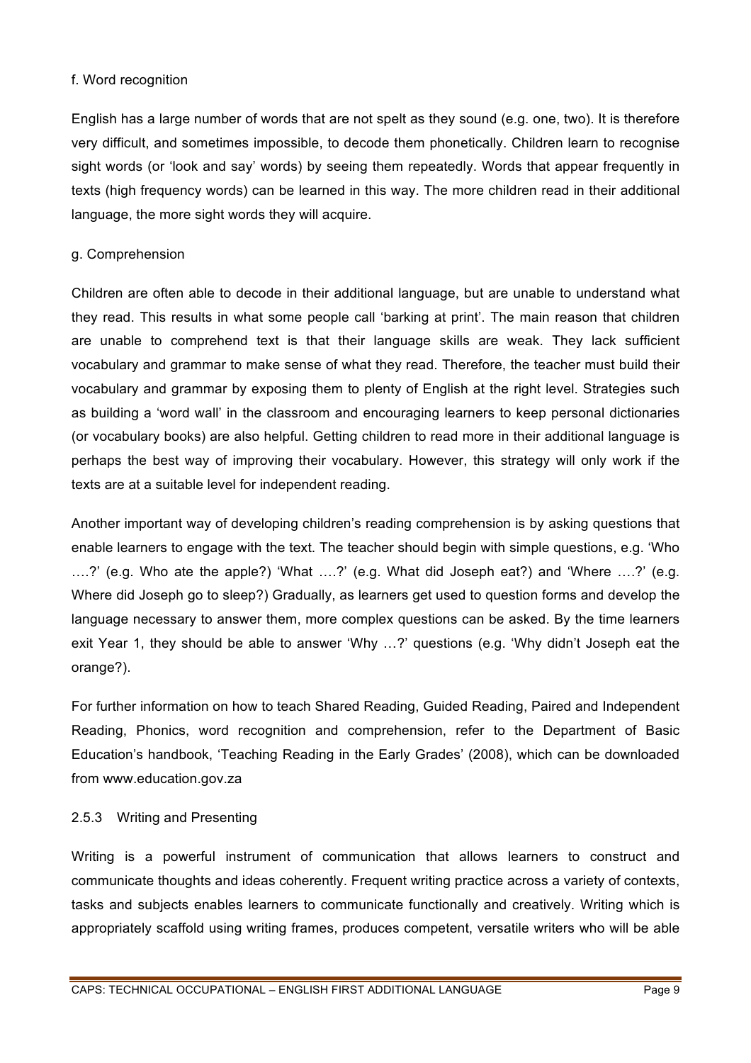f. Word recognition

English has a large number of words that are not spelt as they sound (e.g. one, two). It is therefore very difficult, and sometimes impossible, to decode them phonetically. Children learn to recognise sight words (or 'look and say' words) by seeing them repeatedly. Words that appear frequently in texts (high frequency words) can be learned in this way. The more children read in their additional language, the more sight words they will acquire.

g. Comprehension

Children are often able to decode in their additional language, but are unable to understand what they read. This results in what some people call 'barking at print'. The main reason that children are unable to comprehend text is that their language skills are weak. They lack sufficient vocabulary and grammar to make sense of what they read. Therefore, the teacher must build their vocabulary and grammar by exposing them to plenty of English at the right level. Strategies such as building a 'word wall' in the classroom and encouraging learners to keep personal dictionaries (or vocabulary books) are also helpful. Getting children to read more in their additional language is perhaps the best way of improving their vocabulary. However, this strategy will only work if the texts are at a suitable level for independent reading.

Another important way of developing children's reading comprehension is by asking questions that enable learners to engage with the text. The teacher should begin with simple questions, e.g. 'Who ….?' (e.g. Who ate the apple?) 'What ….?' (e.g. What did Joseph eat?) and 'Where ….?' (e.g. Where did Joseph go to sleep?) Gradually, as learners get used to question forms and develop the language necessary to answer them, more complex questions can be asked. By the time learners exit Year 1, they should be able to answer 'Why …?' questions (e.g. 'Why didn't Joseph eat the orange?).

For further information on how to teach Shared Reading, Guided Reading, Paired and Independent Reading, Phonics, word recognition and comprehension, refer to the Department of Basic Education's handbook, 'Teaching Reading in the Early Grades' (2008), which can be downloaded from www.education.gov.za

### 2.5.3 Writing and Presenting

Writing is a powerful instrument of communication that allows learners to construct and communicate thoughts and ideas coherently. Frequent writing practice across a variety of contexts, tasks and subjects enables learners to communicate functionally and creatively. Writing which is appropriately scaffold using writing frames, produces competent, versatile writers who will be able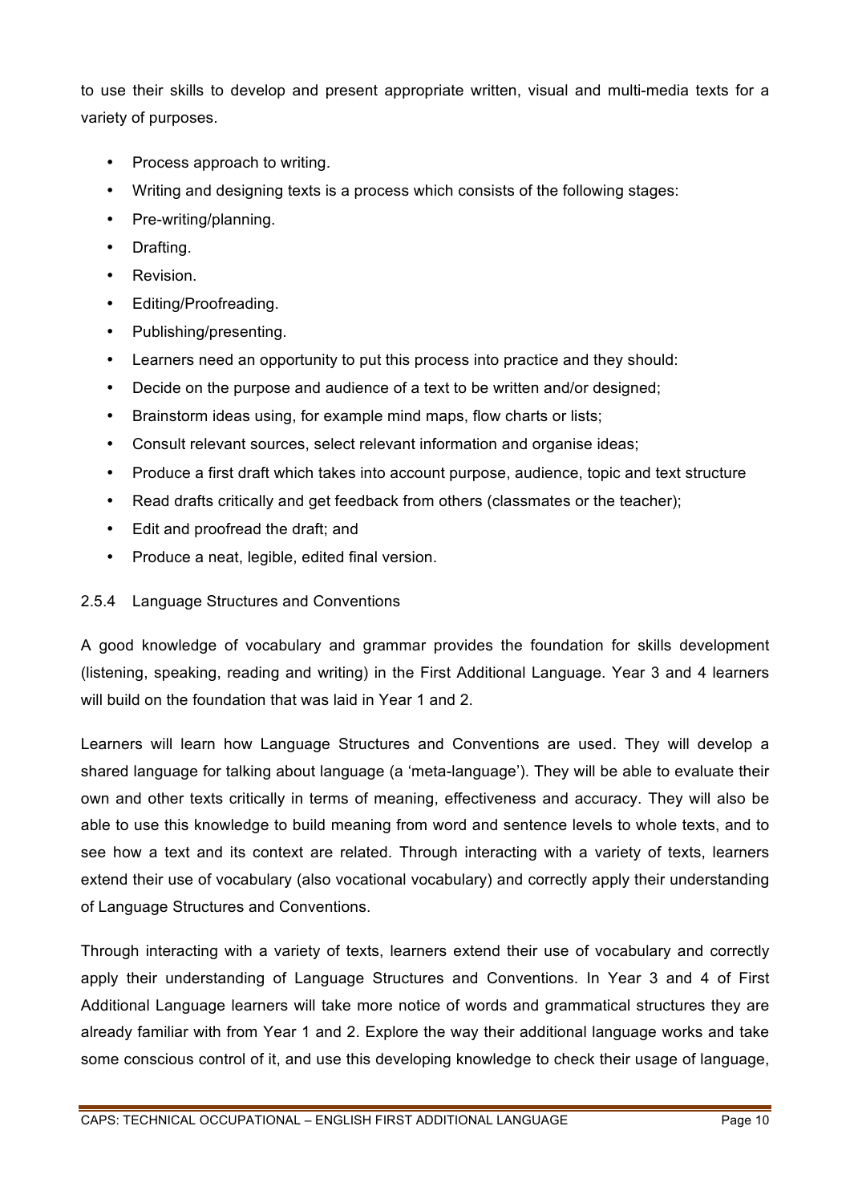to use their skills to develop and present appropriate written, visual and multi-media texts for a variety of purposes.

- Process approach to writing.
- Writing and designing texts is a process which consists of the following stages:
- Pre-writing/planning.
- Drafting.
- Revision.
- Editing/Proofreading.
- Publishing/presenting.
- Learners need an opportunity to put this process into practice and they should:
- Decide on the purpose and audience of a text to be written and/or designed;
- Brainstorm ideas using, for example mind maps, flow charts or lists;
- Consult relevant sources, select relevant information and organise ideas;
- Produce a first draft which takes into account purpose, audience, topic and text structure
- Read drafts critically and get feedback from others (classmates or the teacher);
- Edit and proofread the draft; and
- Produce a neat, legible, edited final version.

### 2.5.4 Language Structures and Conventions

A good knowledge of vocabulary and grammar provides the foundation for skills development (listening, speaking, reading and writing) in the First Additional Language. Year 3 and 4 learners will build on the foundation that was laid in Year 1 and 2.

Learners will learn how Language Structures and Conventions are used. They will develop a shared language for talking about language (a 'meta-language'). They will be able to evaluate their own and other texts critically in terms of meaning, effectiveness and accuracy. They will also be able to use this knowledge to build meaning from word and sentence levels to whole texts, and to see how a text and its context are related. Through interacting with a variety of texts, learners extend their use of vocabulary (also vocational vocabulary) and correctly apply their understanding of Language Structures and Conventions.

Through interacting with a variety of texts, learners extend their use of vocabulary and correctly apply their understanding of Language Structures and Conventions. In Year 3 and 4 of First Additional Language learners will take more notice of words and grammatical structures they are already familiar with from Year 1 and 2. Explore the way their additional language works and take some conscious control of it, and use this developing knowledge to check their usage of language,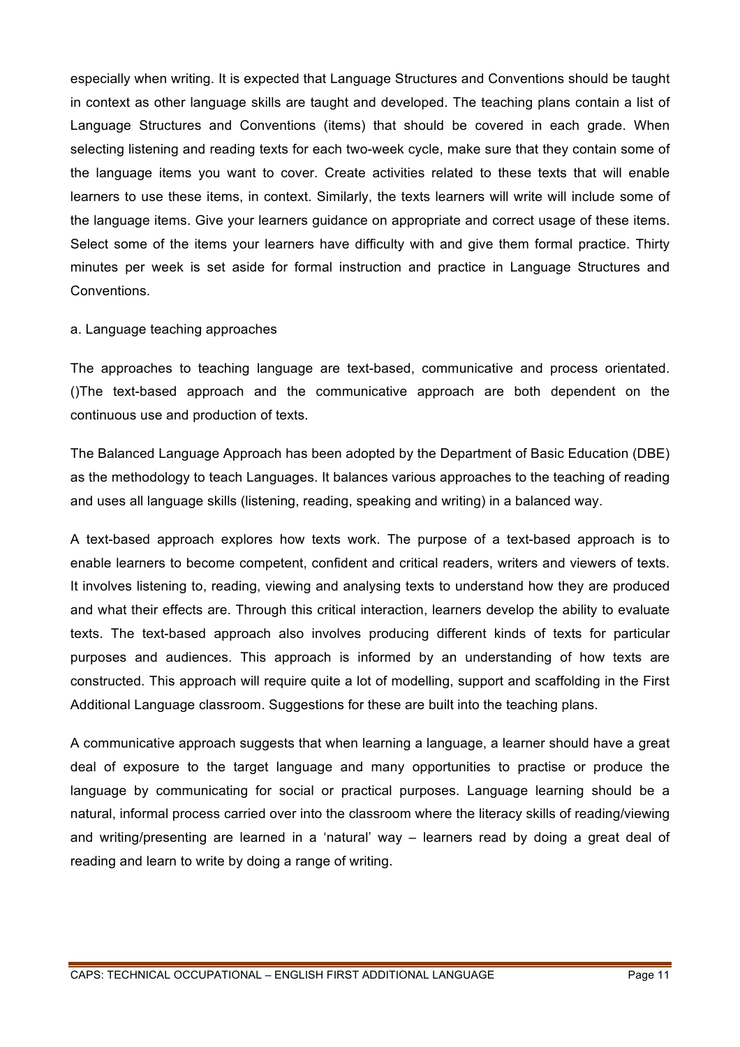especially when writing. It is expected that Language Structures and Conventions should be taught in context as other language skills are taught and developed. The teaching plans contain a list of Language Structures and Conventions (items) that should be covered in each grade. When selecting listening and reading texts for each two-week cycle, make sure that they contain some of the language items you want to cover. Create activities related to these texts that will enable learners to use these items, in context. Similarly, the texts learners will write will include some of the language items. Give your learners guidance on appropriate and correct usage of these items. Select some of the items your learners have difficulty with and give them formal practice. Thirty minutes per week is set aside for formal instruction and practice in Language Structures and Conventions.

a. Language teaching approaches

The approaches to teaching language are text-based, communicative and process orientated. ()The text-based approach and the communicative approach are both dependent on the continuous use and production of texts.

The Balanced Language Approach has been adopted by the Department of Basic Education (DBE) as the methodology to teach Languages. It balances various approaches to the teaching of reading and uses all language skills (listening, reading, speaking and writing) in a balanced way.

A text-based approach explores how texts work. The purpose of a text-based approach is to enable learners to become competent, confident and critical readers, writers and viewers of texts. It involves listening to, reading, viewing and analysing texts to understand how they are produced and what their effects are. Through this critical interaction, learners develop the ability to evaluate texts. The text-based approach also involves producing different kinds of texts for particular purposes and audiences. This approach is informed by an understanding of how texts are constructed. This approach will require quite a lot of modelling, support and scaffolding in the First Additional Language classroom. Suggestions for these are built into the teaching plans.

A communicative approach suggests that when learning a language, a learner should have a great deal of exposure to the target language and many opportunities to practise or produce the language by communicating for social or practical purposes. Language learning should be a natural, informal process carried over into the classroom where the literacy skills of reading/viewing and writing/presenting are learned in a 'natural' way – learners read by doing a great deal of reading and learn to write by doing a range of writing.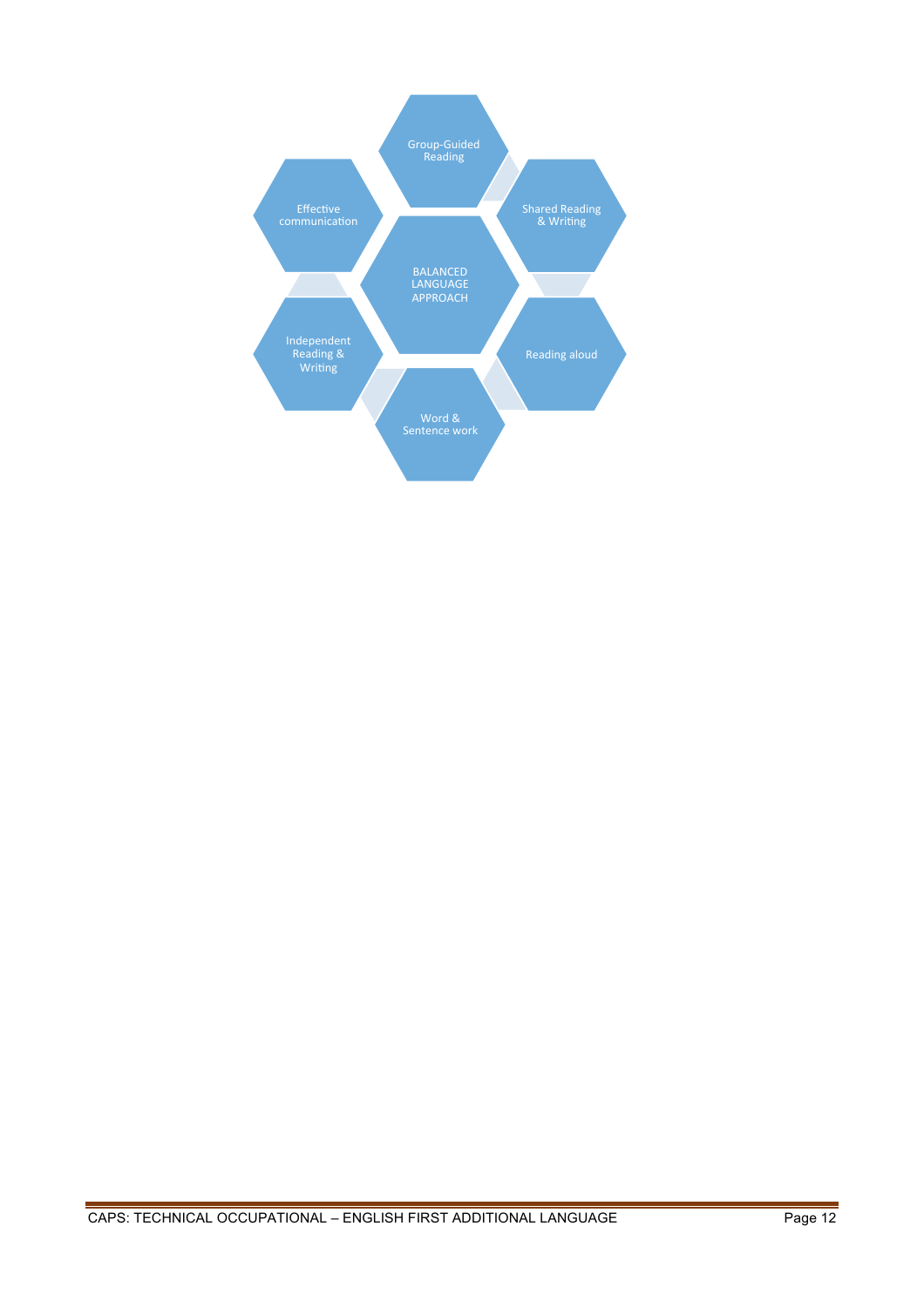Group-Guided Reading

Shared Reading & Writing

Reading aloud

Word & Sentence work

Independent Reading & Writing

Effective communication

BALANCED LANGUAGE APPROACH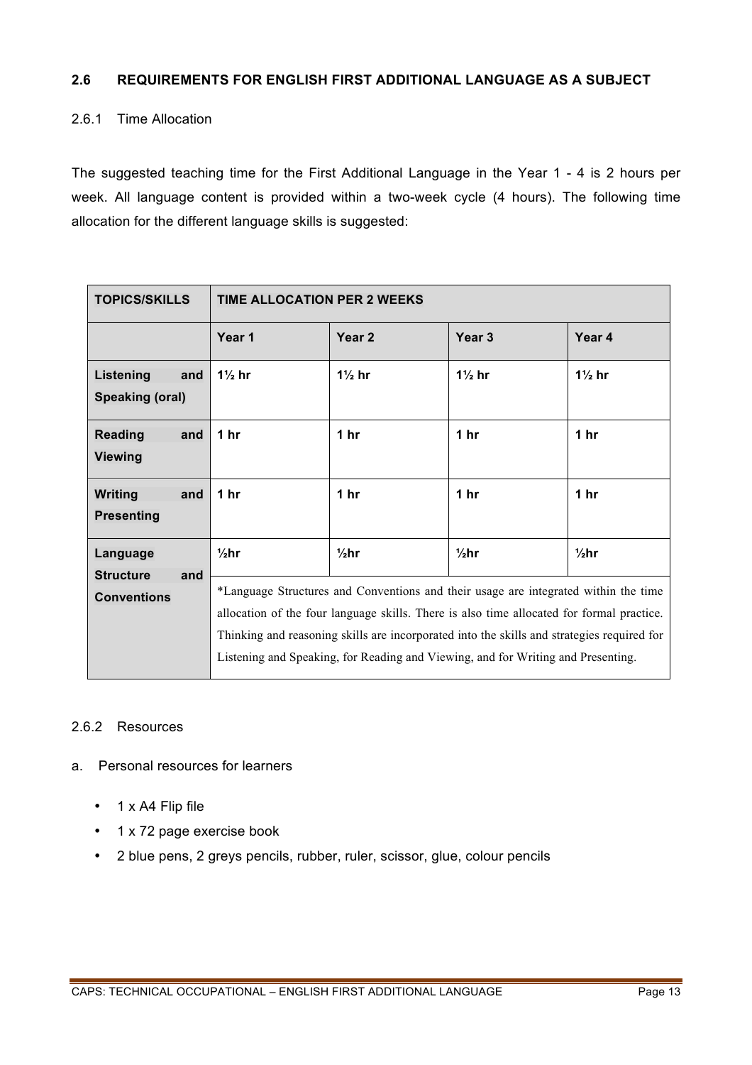## 2.6 REQUIREMENTS FOR ENGLISH FIRST ADDITIONAL LANGUAGE AS A SUBJECT

### 2.6.1 Time Allocation

The suggested teaching time for the First Additional Language in the Year 1 - 4 is 2 hours per week. All language content is provided within a two-week cycle (4 hours). The following time allocation for the different language skills is suggested:

| TOPICS/SKILLS | TIME ALLOCATION PER 2 WEEKS | | | |
|---|---|---|---|---|
| | **Year 1** | **Year 2** | **Year 3** | **Year 4** |
| **Listening and Speaking (oral)** | **1½ hr** | **1½ hr** | **1½ hr** | **1½ hr** |
| **Reading and Viewing** | **1 hr** | **1 hr** | **1 hr** | **1 hr** |
| **Writing and Presenting** | **1 hr** | **1 hr** | **1 hr** | **1 hr** |
| **Language Structure and Conventions** | **½hr** | **½hr** | **½hr** | **½hr** |
| | *Language Structures and Conventions and their usage are integrated within the time allocation of the four language skills. There is also time allocated for formal practice. Thinking and reasoning skills are incorporated into the skills and strategies required for Listening and Speaking, for Reading and Viewing, and for Writing and Presenting. | | | |

### 2.6.2 Resources

a. Personal resources for learners

- 1 x A4 Flip file
- 1 x 72 page exercise book
- 2 blue pens, 2 greys pencils, rubber, ruler, scissor, glue, colour pencils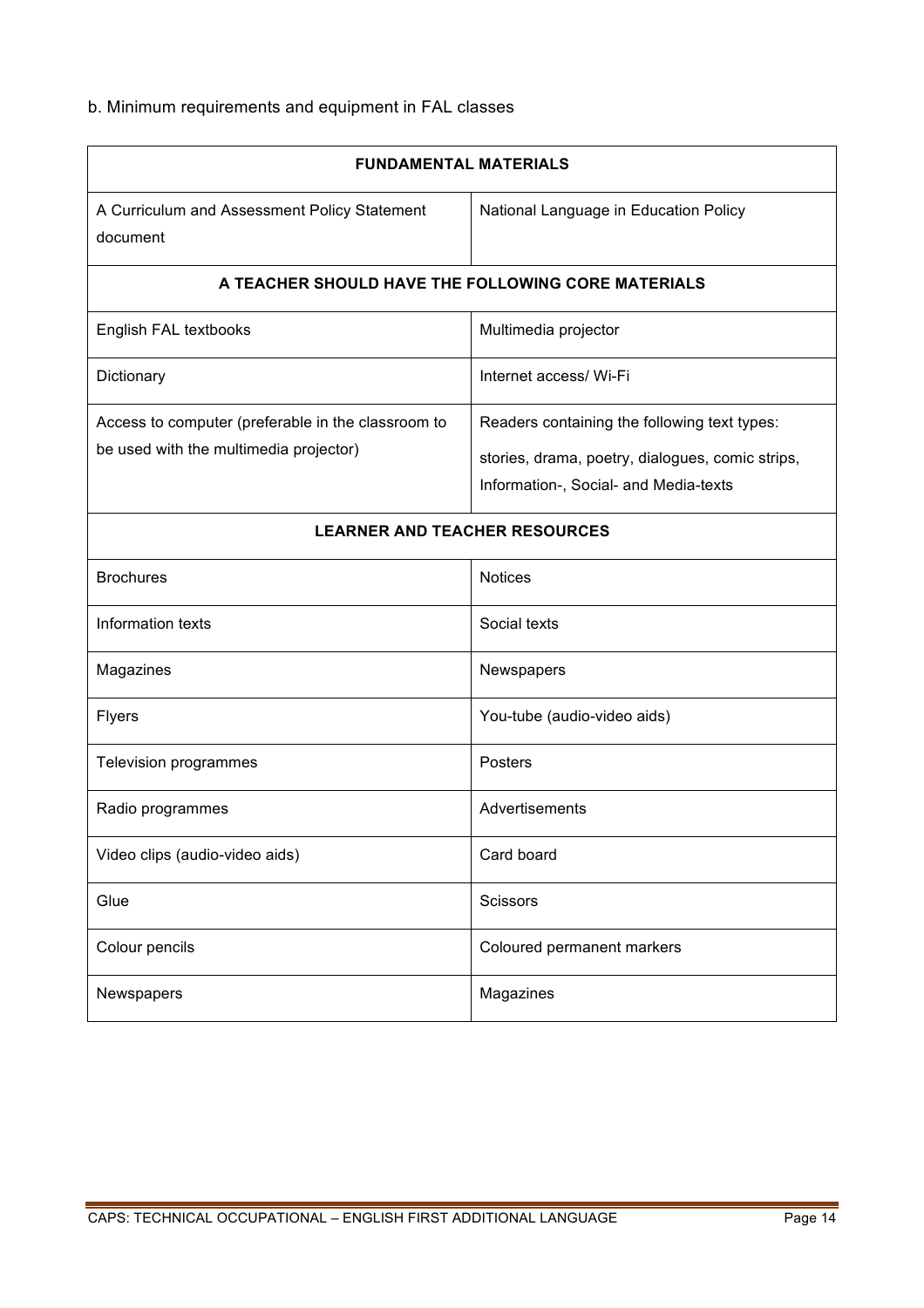b. Minimum requirements and equipment in FAL classes

| **FUNDAMENTAL MATERIALS** | |
|---|---|
| A Curriculum and Assessment Policy Statement document | National Language in Education Policy |
| **A TEACHER SHOULD HAVE THE FOLLOWING CORE MATERIALS** | |
| English FAL textbooks | Multimedia projector |
| Dictionary | Internet access/ Wi-Fi |
| Access to computer (preferable in the classroom to be used with the multimedia projector) | Readers containing the following text types: stories, drama, poetry, dialogues, comic strips, Information-, Social- and Media-texts |
| **LEARNER AND TEACHER RESOURCES** | |
| Brochures | Notices |
| Information texts | Social texts |
| Magazines | Newspapers |
| Flyers | You-tube (audio-video aids) |
| Television programmes | Posters |
| Radio programmes | Advertisements |
| Video clips (audio-video aids) | Card board |
| Glue | Scissors |
| Colour pencils | Coloured permanent markers |
| Newspapers | Magazines |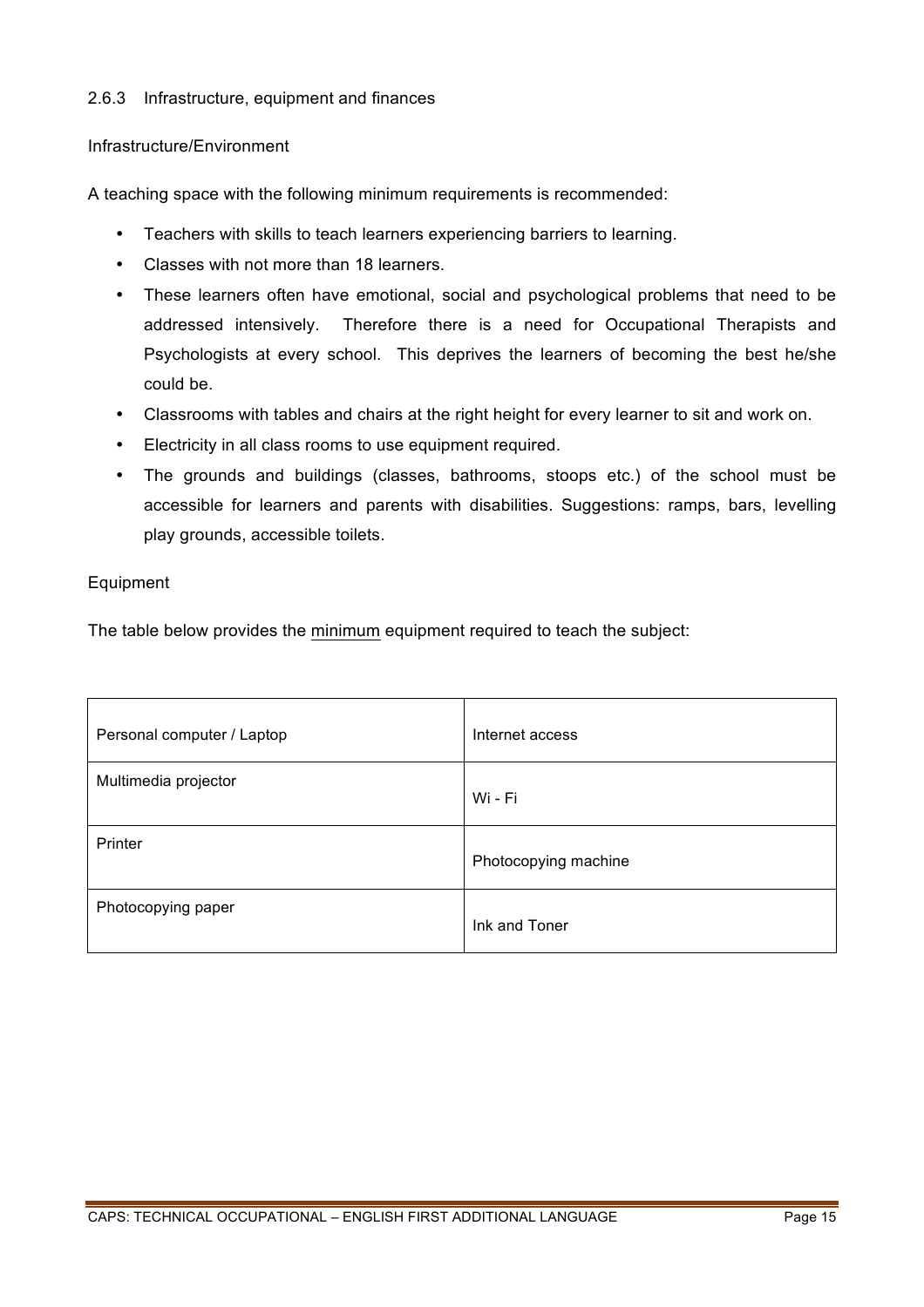### 2.6.3 Infrastructure, equipment and finances

Infrastructure/Environment

A teaching space with the following minimum requirements is recommended:

- Teachers with skills to teach learners experiencing barriers to learning.
- Classes with not more than 18 learners.
- These learners often have emotional, social and psychological problems that need to be addressed intensively. Therefore there is a need for Occupational Therapists and Psychologists at every school. This deprives the learners of becoming the best he/she could be.
- Classrooms with tables and chairs at the right height for every learner to sit and work on.
- Electricity in all class rooms to use equipment required.
- The grounds and buildings (classes, bathrooms, stoops etc.) of the school must be accessible for learners and parents with disabilities. Suggestions: ramps, bars, levelling play grounds, accessible toilets.

Equipment

The table below provides the <u>minimum</u> equipment required to teach the subject:

| | |
|---|---|
| Personal computer / Laptop | Internet access |
| Multimedia projector | Wi - Fi |
| Printer | Photocopying machine |
| Photocopying paper | Ink and Toner |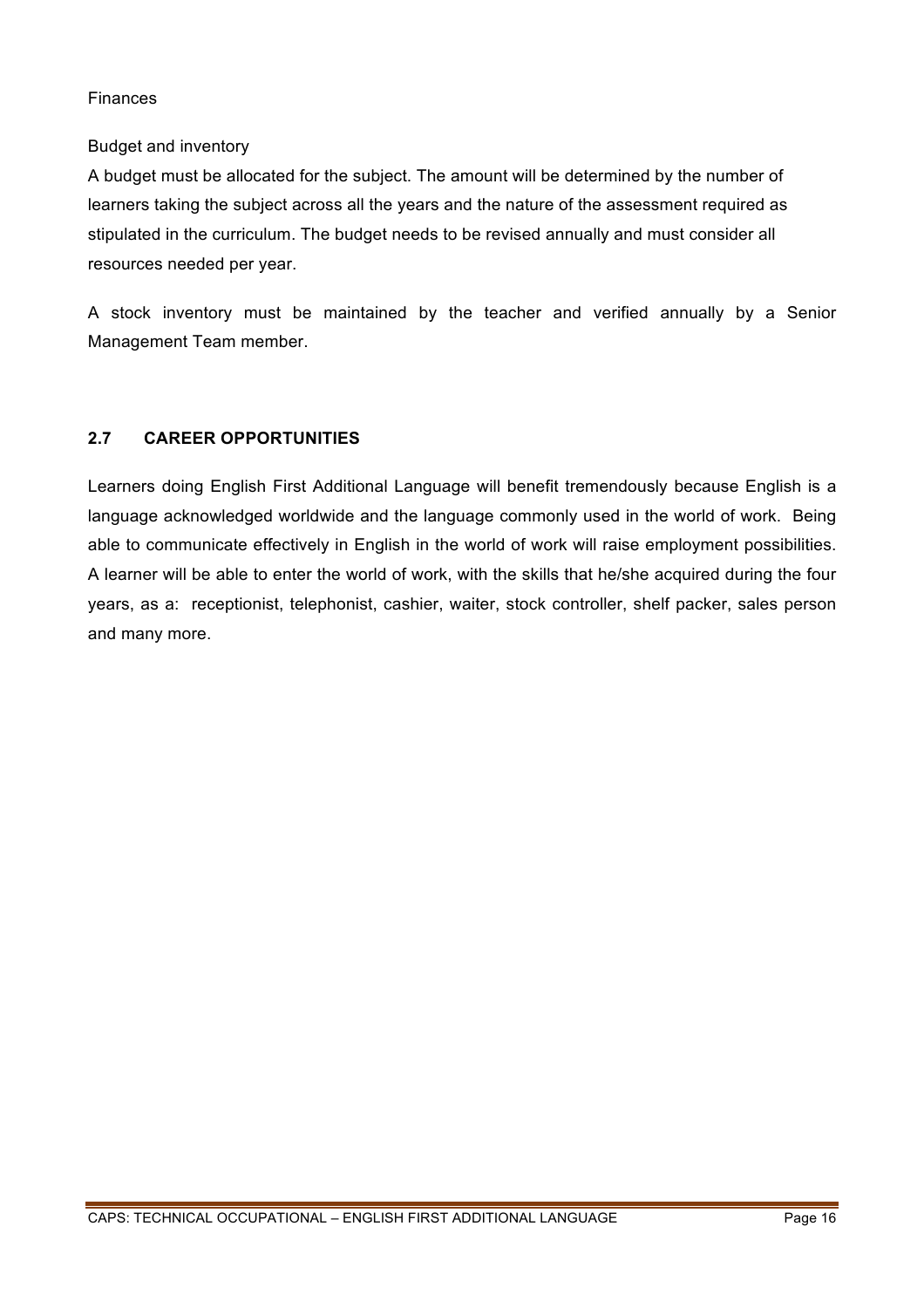Finances

Budget and inventory

A budget must be allocated for the subject. The amount will be determined by the number of learners taking the subject across all the years and the nature of the assessment required as stipulated in the curriculum. The budget needs to be revised annually and must consider all resources needed per year.

A stock inventory must be maintained by the teacher and verified annually by a Senior Management Team member.

## 2.7 CAREER OPPORTUNITIES

Learners doing English First Additional Language will benefit tremendously because English is a language acknowledged worldwide and the language commonly used in the world of work. Being able to communicate effectively in English in the world of work will raise employment possibilities. A learner will be able to enter the world of work, with the skills that he/she acquired during the four years, as a: receptionist, telephonist, cashier, waiter, stock controller, shelf packer, sales person and many more.